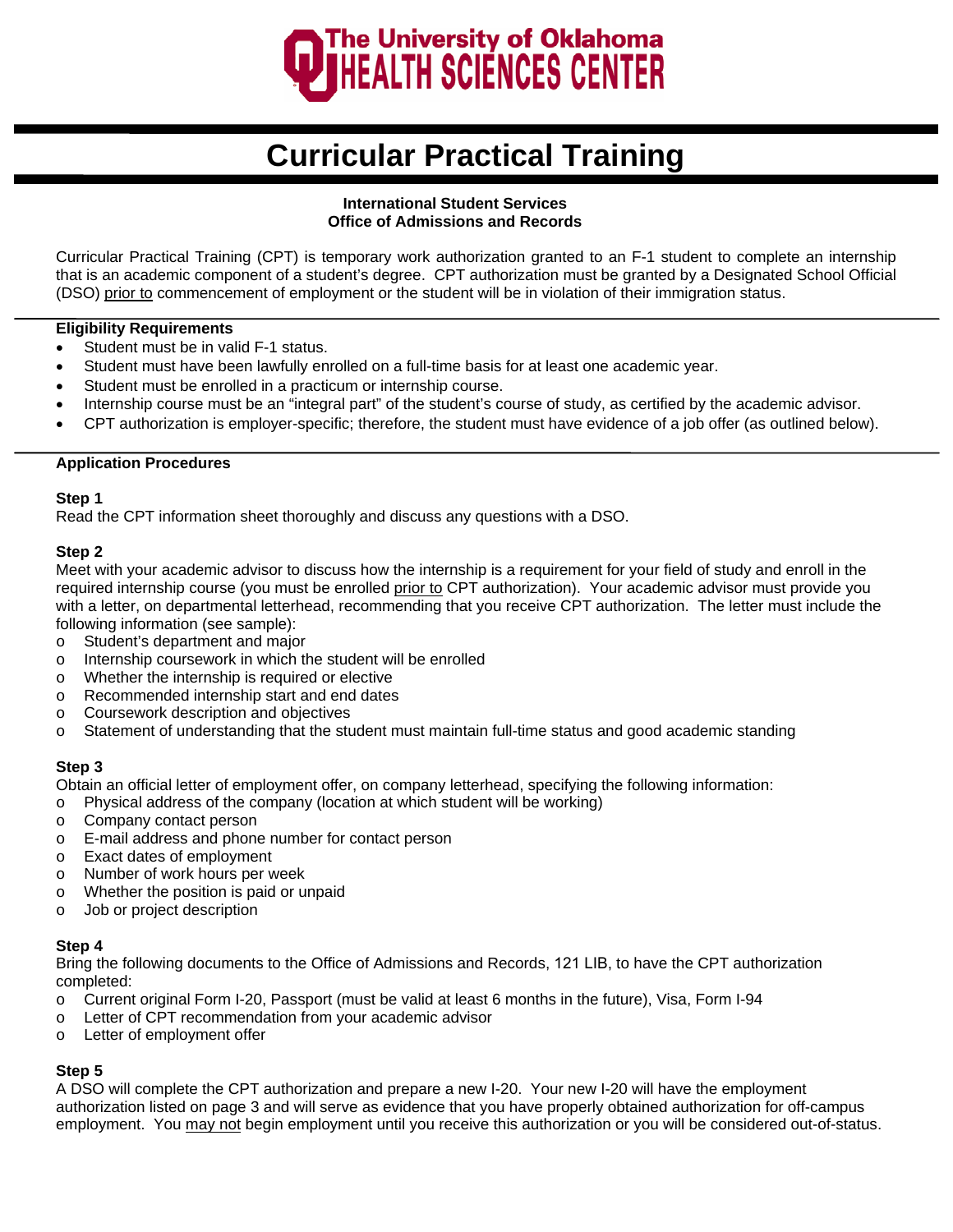The University of Oklahoma
HEALTH SCIENCES CENTER

# Curricular Practical Training

**International Student Services**
**Office of Admissions and Records**

Curricular Practical Training (CPT) is temporary work authorization granted to an F-1 student to complete an internship that is an academic component of a student's degree. CPT authorization must be granted by a Designated School Official (DSO) prior to commencement of employment or the student will be in violation of their immigration status.

### Eligibility Requirements

- Student must be in valid F-1 status.
- Student must have been lawfully enrolled on a full-time basis for at least one academic year.
- Student must be enrolled in a practicum or internship course.
- Internship course must be an "integral part" of the student's course of study, as certified by the academic advisor.
- CPT authorization is employer-specific; therefore, the student must have evidence of a job offer (as outlined below).

### Application Procedures

**Step 1**
Read the CPT information sheet thoroughly and discuss any questions with a DSO.

**Step 2**
Meet with your academic advisor to discuss how the internship is a requirement for your field of study and enroll in the required internship course (you must be enrolled prior to CPT authorization). Your academic advisor must provide you with a letter, on departmental letterhead, recommending that you receive CPT authorization. The letter must include the following information (see sample):

- Student's department and major
- Internship coursework in which the student will be enrolled
- Whether the internship is required or elective
- Recommended internship start and end dates
- Coursework description and objectives
- Statement of understanding that the student must maintain full-time status and good academic standing

**Step 3**
Obtain an official letter of employment offer, on company letterhead, specifying the following information:

- Physical address of the company (location at which student will be working)
- Company contact person
- E-mail address and phone number for contact person
- Exact dates of employment
- Number of work hours per week
- Whether the position is paid or unpaid
- Job or project description

**Step 4**
Bring the following documents to the Office of Admissions and Records, 121 LIB, to have the CPT authorization completed:

- Current original Form I-20, Passport (must be valid at least 6 months in the future), Visa, Form I-94
- Letter of CPT recommendation from your academic advisor
- Letter of employment offer

**Step 5**
A DSO will complete the CPT authorization and prepare a new I-20. Your new I-20 will have the employment authorization listed on page 3 and will serve as evidence that you have properly obtained authorization for off-campus employment. You may not begin employment until you receive this authorization or you will be considered out-of-status.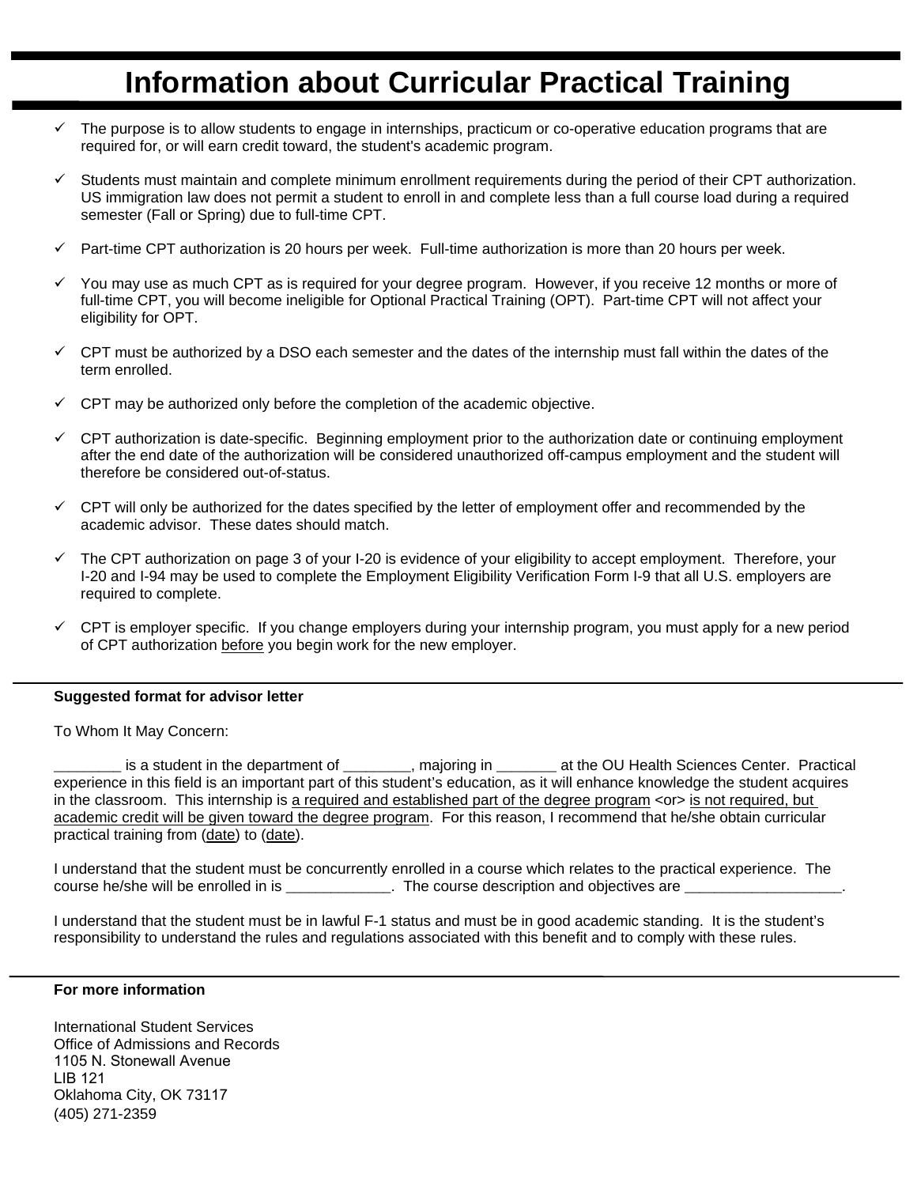# Information about Curricular Practical Training

- ✓ The purpose is to allow students to engage in internships, practicum or co-operative education programs that are required for, or will earn credit toward, the student's academic program.
- ✓ Students must maintain and complete minimum enrollment requirements during the period of their CPT authorization. US immigration law does not permit a student to enroll in and complete less than a full course load during a required semester (Fall or Spring) due to full-time CPT.
- ✓ Part-time CPT authorization is 20 hours per week. Full-time authorization is more than 20 hours per week.
- ✓ You may use as much CPT as is required for your degree program. However, if you receive 12 months or more of full-time CPT, you will become ineligible for Optional Practical Training (OPT). Part-time CPT will not affect your eligibility for OPT.
- ✓ CPT must be authorized by a DSO each semester and the dates of the internship must fall within the dates of the term enrolled.
- ✓ CPT may be authorized only before the completion of the academic objective.
- ✓ CPT authorization is date-specific. Beginning employment prior to the authorization date or continuing employment after the end date of the authorization will be considered unauthorized off-campus employment and the student will therefore be considered out-of-status.
- ✓ CPT will only be authorized for the dates specified by the letter of employment offer and recommended by the academic advisor. These dates should match.
- ✓ The CPT authorization on page 3 of your I-20 is evidence of your eligibility to accept employment. Therefore, your I-20 and I-94 may be used to complete the Employment Eligibility Verification Form I-9 that all U.S. employers are required to complete.
- ✓ CPT is employer specific. If you change employers during your internship program, you must apply for a new period of CPT authorization <u>before</u> you begin work for the new employer.

---

**Suggested format for advisor letter**

To Whom It May Concern:

________ is a student in the department of ________, majoring in _______ at the OU Health Sciences Center. Practical experience in this field is an important part of this student's education, as it will enhance knowledge the student acquires in the classroom. This internship is <u>a required and established part of the degree program</u> <or> <u>is not required, but academic credit will be given toward the degree program</u>. For this reason, I recommend that he/she obtain curricular practical training from (<u>date</u>) to (<u>date</u>).

I understand that the student must be concurrently enrolled in a course which relates to the practical experience. The course he/she will be enrolled in is ____________. The course description and objectives are __________________.

I understand that the student must be in lawful F-1 status and must be in good academic standing. It is the student's responsibility to understand the rules and regulations associated with this benefit and to comply with these rules.

---

**For more information**

International Student Services
Office of Admissions and Records
1105 N. Stonewall Avenue
LIB 121
Oklahoma City, OK 73117
(405) 271-2359